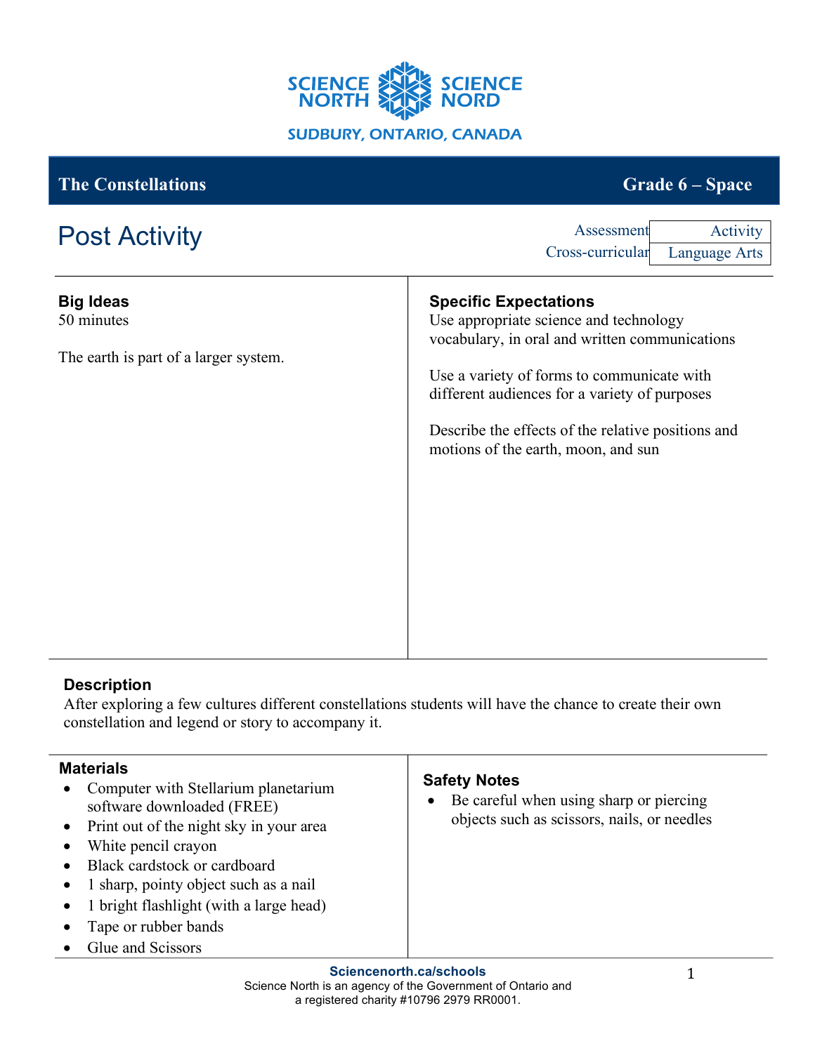SCIENCE NORTH SCIENCE NORD

SUDBURY, ONTARIO, CANADA

**The Constellations** — **Grade 6 – Space**

# Post Activity

| Assessment | Activity |
|---|---|
| Cross-curricular | Language Arts |

### Big Ideas

50 minutes

The earth is part of a larger system.

### Specific Expectations

Use appropriate science and technology vocabulary, in oral and written communications

Use a variety of forms to communicate with different audiences for a variety of purposes

Describe the effects of the relative positions and motions of the earth, moon, and sun

### Description

After exploring a few cultures different constellations students will have the chance to create their own constellation and legend or story to accompany it.

### Materials

- Computer with Stellarium planetarium software downloaded (FREE)
- Print out of the night sky in your area
- White pencil crayon
- Black cardstock or cardboard
- 1 sharp, pointy object such as a nail
- 1 bright flashlight (with a large head)
- Tape or rubber bands
- Glue and Scissors

### Safety Notes

- Be careful when using sharp or piercing objects such as scissors, nails, or needles

Sciencenorth.ca/schools
Science North is an agency of the Government of Ontario and a registered charity #10796 2979 RR0001.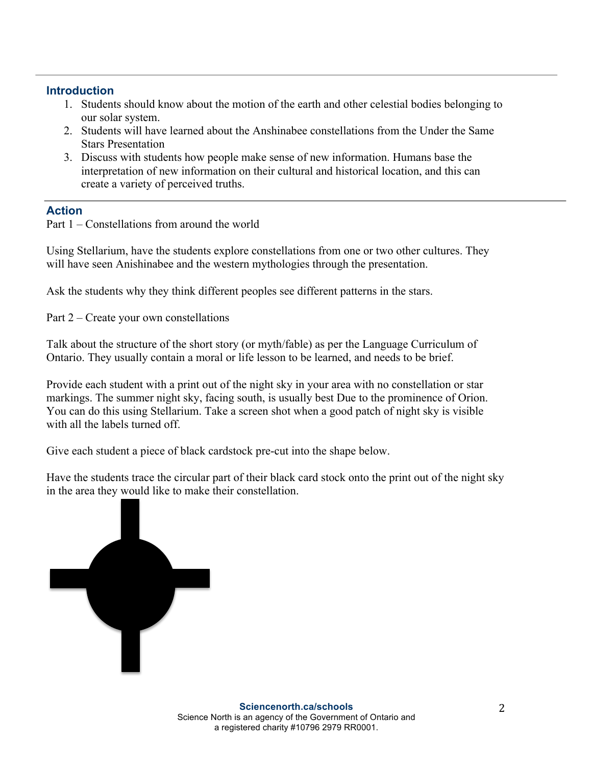## Introduction

1. Students should know about the motion of the earth and other celestial bodies belonging to our solar system.
2. Students will have learned about the Anshinabee constellations from the Under the Same Stars Presentation
3. Discuss with students how people make sense of new information. Humans base the interpretation of new information on their cultural and historical location, and this can create a variety of perceived truths.

## Action

Part 1 – Constellations from around the world

Using Stellarium, have the students explore constellations from one or two other cultures. They will have seen Anishinabee and the western mythologies through the presentation.

Ask the students why they think different peoples see different patterns in the stars.

Part 2 – Create your own constellations

Talk about the structure of the short story (or myth/fable) as per the Language Curriculum of Ontario. They usually contain a moral or life lesson to be learned, and needs to be brief.

Provide each student with a print out of the night sky in your area with no constellation or star markings. The summer night sky, facing south, is usually best Due to the prominence of Orion. You can do this using Stellarium. Take a screen shot when a good patch of night sky is visible with all the labels turned off.

Give each student a piece of black cardstock pre-cut into the shape below.

Have the students trace the circular part of their black card stock onto the print out of the night sky in the area they would like to make their constellation.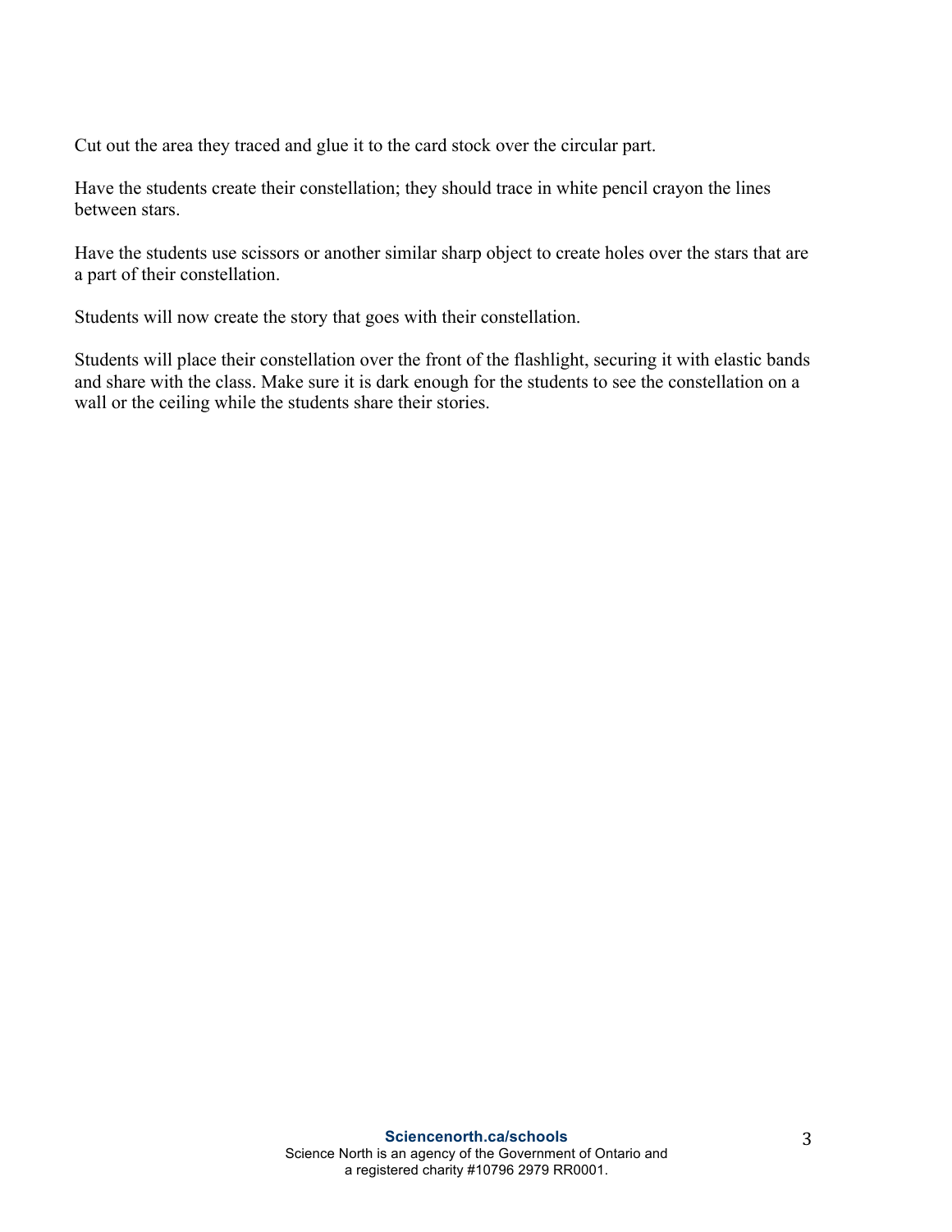Cut out the area they traced and glue it to the card stock over the circular part.

Have the students create their constellation; they should trace in white pencil crayon the lines between stars.

Have the students use scissors or another similar sharp object to create holes over the stars that are a part of their constellation.

Students will now create the story that goes with their constellation.

Students will place their constellation over the front of the flashlight, securing it with elastic bands and share with the class. Make sure it is dark enough for the students to see the constellation on a wall or the ceiling while the students share their stories.